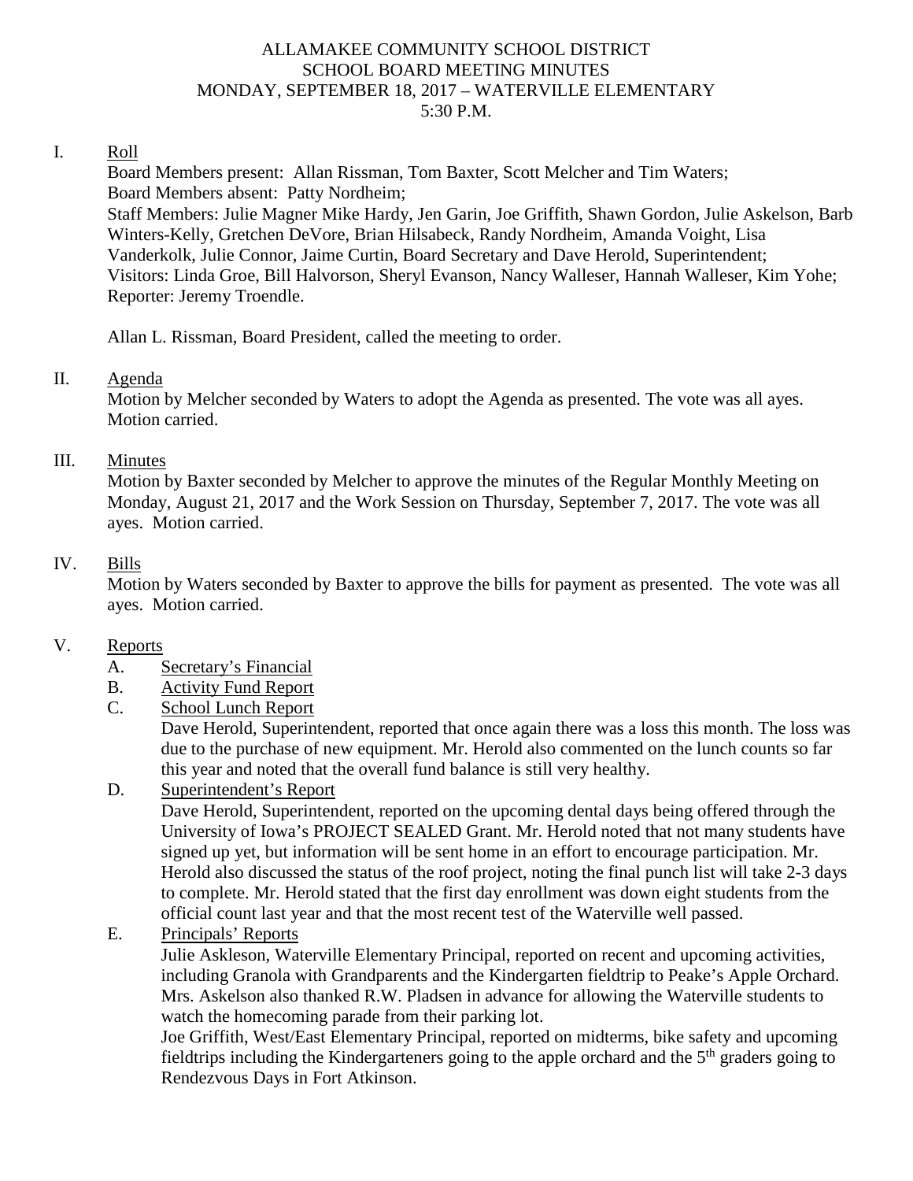ALLAMAKEE COMMUNITY SCHOOL DISTRICT
SCHOOL BOARD MEETING MINUTES
MONDAY, SEPTEMBER 18, 2017 – WATERVILLE ELEMENTARY
5:30 P.M.

I. Roll

Board Members present: Allan Rissman, Tom Baxter, Scott Melcher and Tim Waters;
Board Members absent: Patty Nordheim;
Staff Members: Julie Magner Mike Hardy, Jen Garin, Joe Griffith, Shawn Gordon, Julie Askelson, Barb Winters-Kelly, Gretchen DeVore, Brian Hilsabeck, Randy Nordheim, Amanda Voight, Lisa Vanderkolk, Julie Connor, Jaime Curtin, Board Secretary and Dave Herold, Superintendent;
Visitors: Linda Groe, Bill Halvorson, Sheryl Evanson, Nancy Walleser, Hannah Walleser, Kim Yohe;
Reporter: Jeremy Troendle.

Allan L. Rissman, Board President, called the meeting to order.

II. Agenda

Motion by Melcher seconded by Waters to adopt the Agenda as presented. The vote was all ayes. Motion carried.

III. Minutes

Motion by Baxter seconded by Melcher to approve the minutes of the Regular Monthly Meeting on Monday, August 21, 2017 and the Work Session on Thursday, September 7, 2017. The vote was all ayes. Motion carried.

IV. Bills

Motion by Waters seconded by Baxter to approve the bills for payment as presented. The vote was all ayes. Motion carried.

V. Reports

A. Secretary's Financial

B. Activity Fund Report

C. School Lunch Report

Dave Herold, Superintendent, reported that once again there was a loss this month. The loss was due to the purchase of new equipment. Mr. Herold also commented on the lunch counts so far this year and noted that the overall fund balance is still very healthy.

D. Superintendent's Report

Dave Herold, Superintendent, reported on the upcoming dental days being offered through the University of Iowa's PROJECT SEALED Grant. Mr. Herold noted that not many students have signed up yet, but information will be sent home in an effort to encourage participation. Mr. Herold also discussed the status of the roof project, noting the final punch list will take 2-3 days to complete. Mr. Herold stated that the first day enrollment was down eight students from the official count last year and that the most recent test of the Waterville well passed.

E. Principals' Reports

Julie Askleson, Waterville Elementary Principal, reported on recent and upcoming activities, including Granola with Grandparents and the Kindergarten fieldtrip to Peake's Apple Orchard. Mrs. Askelson also thanked R.W. Pladsen in advance for allowing the Waterville students to watch the homecoming parade from their parking lot.

Joe Griffith, West/East Elementary Principal, reported on midterms, bike safety and upcoming fieldtrips including the Kindergarteners going to the apple orchard and the 5th graders going to Rendezvous Days in Fort Atkinson.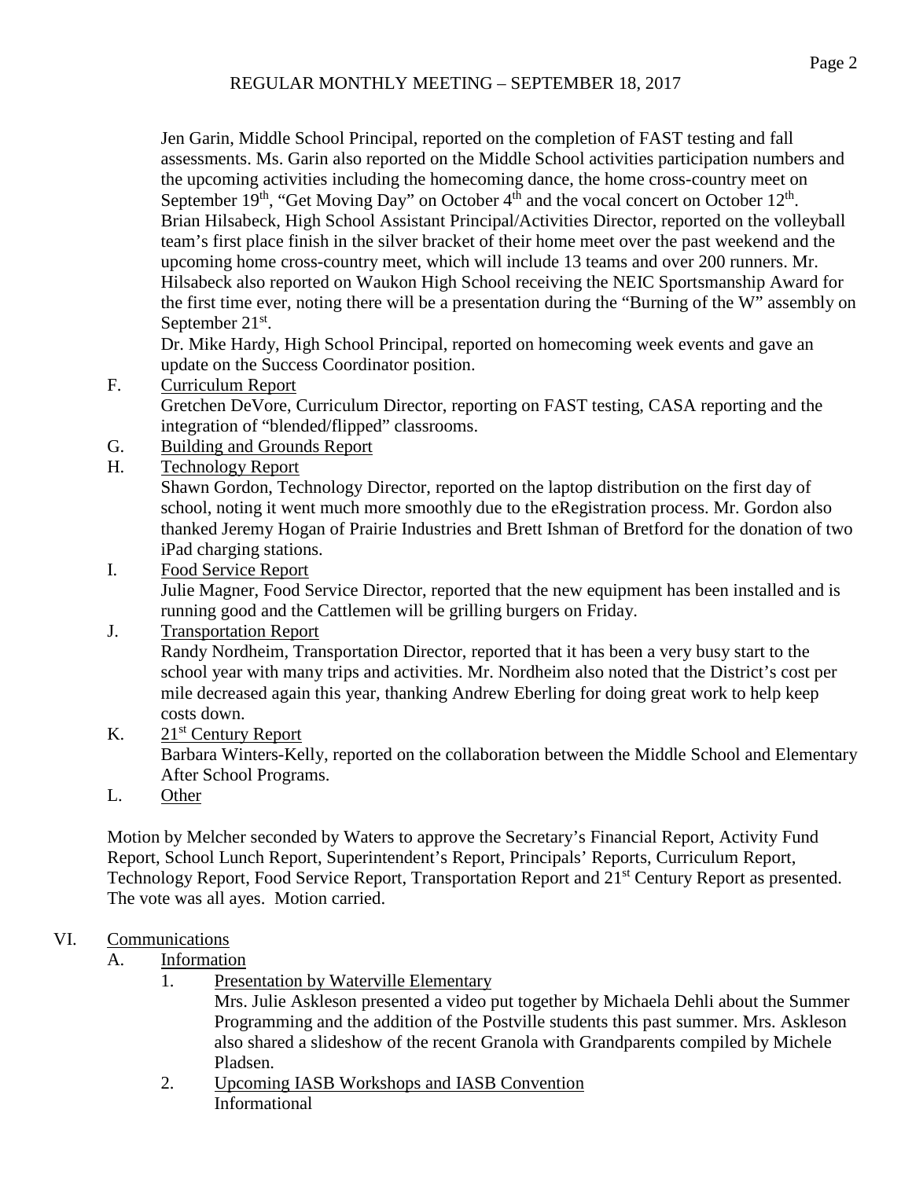Jen Garin, Middle School Principal, reported on the completion of FAST testing and fall assessments. Ms. Garin also reported on the Middle School activities participation numbers and the upcoming activities including the homecoming dance, the home cross-country meet on September 19th, "Get Moving Day" on October 4th and the vocal concert on October 12th. Brian Hilsabeck, High School Assistant Principal/Activities Director, reported on the volleyball team's first place finish in the silver bracket of their home meet over the past weekend and the upcoming home cross-country meet, which will include 13 teams and over 200 runners. Mr. Hilsabeck also reported on Waukon High School receiving the NEIC Sportsmanship Award for the first time ever, noting there will be a presentation during the "Burning of the W" assembly on September 21st.

Dr. Mike Hardy, High School Principal, reported on homecoming week events and gave an update on the Success Coordinator position.

F. Curriculum Report

Gretchen DeVore, Curriculum Director, reporting on FAST testing, CASA reporting and the integration of "blended/flipped" classrooms.

G. Building and Grounds Report

H. Technology Report

Shawn Gordon, Technology Director, reported on the laptop distribution on the first day of school, noting it went much more smoothly due to the eRegistration process. Mr. Gordon also thanked Jeremy Hogan of Prairie Industries and Brett Ishman of Bretford for the donation of two iPad charging stations.

I. Food Service Report

Julie Magner, Food Service Director, reported that the new equipment has been installed and is running good and the Cattlemen will be grilling burgers on Friday.

J. Transportation Report

Randy Nordheim, Transportation Director, reported that it has been a very busy start to the school year with many trips and activities. Mr. Nordheim also noted that the District's cost per mile decreased again this year, thanking Andrew Eberling for doing great work to help keep costs down.

K. 21st Century Report

Barbara Winters-Kelly, reported on the collaboration between the Middle School and Elementary After School Programs.

L. Other

Motion by Melcher seconded by Waters to approve the Secretary's Financial Report, Activity Fund Report, School Lunch Report, Superintendent's Report, Principals' Reports, Curriculum Report, Technology Report, Food Service Report, Transportation Report and 21st Century Report as presented. The vote was all ayes. Motion carried.

VI. Communications

A. Information

1. Presentation by Waterville Elementary

Mrs. Julie Askleson presented a video put together by Michaela Dehli about the Summer Programming and the addition of the Postville students this past summer. Mrs. Askleson also shared a slideshow of the recent Granola with Grandparents compiled by Michele Pladsen.

2. Upcoming IASB Workshops and IASB Convention

Informational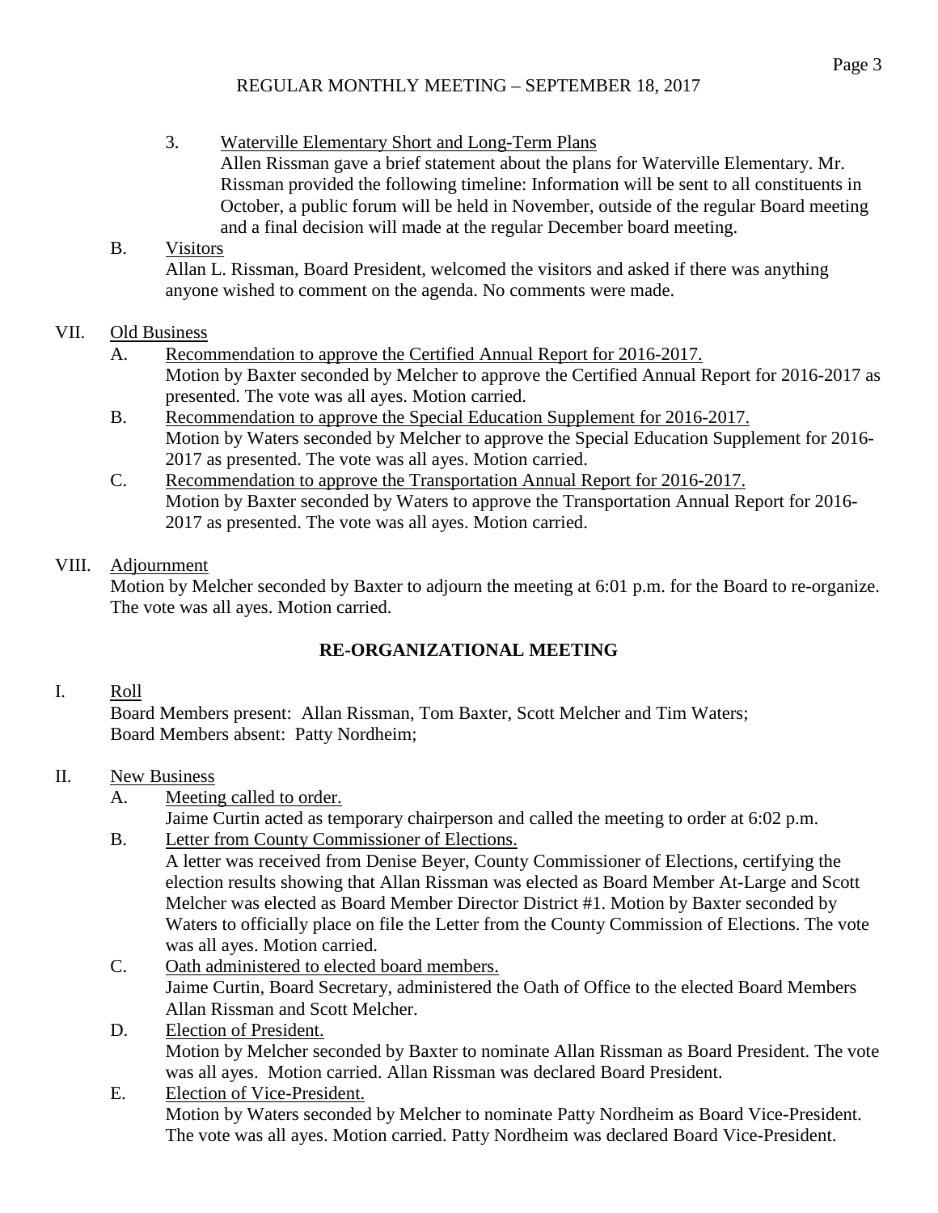REGULAR MONTHLY MEETING – SEPTEMBER 18, 2017

3. Waterville Elementary Short and Long-Term Plans
   Allen Rissman gave a brief statement about the plans for Waterville Elementary. Mr. Rissman provided the following timeline: Information will be sent to all constituents in October, a public forum will be held in November, outside of the regular Board meeting and a final decision will made at the regular December board meeting.

B. Visitors
   Allan L. Rissman, Board President, welcomed the visitors and asked if there was anything anyone wished to comment on the agenda. No comments were made.

VII. Old Business

A. Recommendation to approve the Certified Annual Report for 2016-2017.
   Motion by Baxter seconded by Melcher to approve the Certified Annual Report for 2016-2017 as presented. The vote was all ayes. Motion carried.

B. Recommendation to approve the Special Education Supplement for 2016-2017.
   Motion by Waters seconded by Melcher to approve the Special Education Supplement for 2016-2017 as presented. The vote was all ayes. Motion carried.

C. Recommendation to approve the Transportation Annual Report for 2016-2017.
   Motion by Baxter seconded by Waters to approve the Transportation Annual Report for 2016-2017 as presented. The vote was all ayes. Motion carried.

VIII. Adjournment

Motion by Melcher seconded by Baxter to adjourn the meeting at 6:01 p.m. for the Board to re-organize. The vote was all ayes. Motion carried.

## RE-ORGANIZATIONAL MEETING

I. Roll

Board Members present: Allan Rissman, Tom Baxter, Scott Melcher and Tim Waters;
Board Members absent: Patty Nordheim;

II. New Business

A. Meeting called to order.
   Jaime Curtin acted as temporary chairperson and called the meeting to order at 6:02 p.m.

B. Letter from County Commissioner of Elections.
   A letter was received from Denise Beyer, County Commissioner of Elections, certifying the election results showing that Allan Rissman was elected as Board Member At-Large and Scott Melcher was elected as Board Member Director District #1. Motion by Baxter seconded by Waters to officially place on file the Letter from the County Commission of Elections. The vote was all ayes. Motion carried.

C. Oath administered to elected board members.
   Jaime Curtin, Board Secretary, administered the Oath of Office to the elected Board Members Allan Rissman and Scott Melcher.

D. Election of President.
   Motion by Melcher seconded by Baxter to nominate Allan Rissman as Board President. The vote was all ayes. Motion carried. Allan Rissman was declared Board President.

E. Election of Vice-President.
   Motion by Waters seconded by Melcher to nominate Patty Nordheim as Board Vice-President. The vote was all ayes. Motion carried. Patty Nordheim was declared Board Vice-President.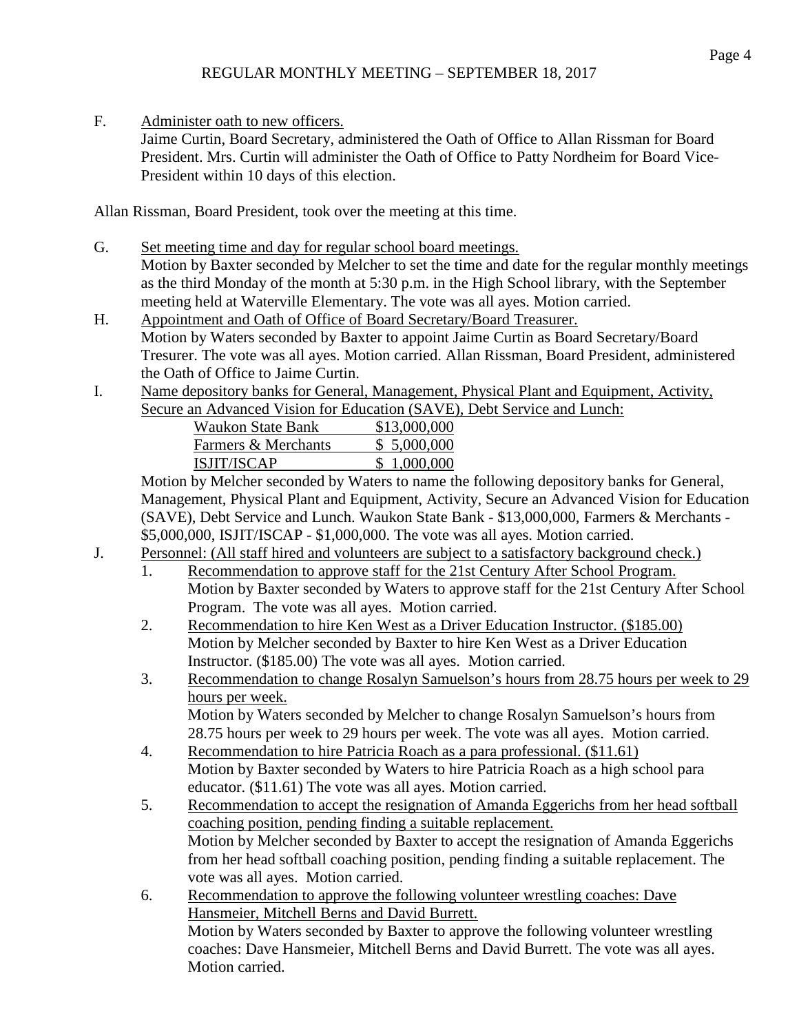REGULAR MONTHLY MEETING – SEPTEMBER 18, 2017

F. Administer oath to new officers.

Jaime Curtin, Board Secretary, administered the Oath of Office to Allan Rissman for Board President. Mrs. Curtin will administer the Oath of Office to Patty Nordheim for Board Vice-President within 10 days of this election.

Allan Rissman, Board President, took over the meeting at this time.

G. Set meeting time and day for regular school board meetings.

Motion by Baxter seconded by Melcher to set the time and date for the regular monthly meetings as the third Monday of the month at 5:30 p.m. in the High School library, with the September meeting held at Waterville Elementary. The vote was all ayes. Motion carried.

H. Appointment and Oath of Office of Board Secretary/Board Treasurer.

Motion by Waters seconded by Baxter to appoint Jaime Curtin as Board Secretary/Board Tresurer. The vote was all ayes. Motion carried. Allan Rissman, Board President, administered the Oath of Office to Jaime Curtin.

I. Name depository banks for General, Management, Physical Plant and Equipment, Activity, Secure an Advanced Vision for Education (SAVE), Debt Service and Lunch:

| Waukon State Bank | $13,000,000 |
|---|---|
| Farmers & Merchants | $ 5,000,000 |
| ISJIT/ISCAP | $ 1,000,000 |

Motion by Melcher seconded by Waters to name the following depository banks for General, Management, Physical Plant and Equipment, Activity, Secure an Advanced Vision for Education (SAVE), Debt Service and Lunch. Waukon State Bank - $13,000,000, Farmers & Merchants - $5,000,000, ISJIT/ISCAP - $1,000,000. The vote was all ayes. Motion carried.

J. Personnel: (All staff hired and volunteers are subject to a satisfactory background check.)

1. Recommendation to approve staff for the 21st Century After School Program.

   Motion by Baxter seconded by Waters to approve staff for the 21st Century After School Program. The vote was all ayes. Motion carried.

2. Recommendation to hire Ken West as a Driver Education Instructor. ($185.00)

   Motion by Melcher seconded by Baxter to hire Ken West as a Driver Education Instructor. ($185.00) The vote was all ayes. Motion carried.

3. Recommendation to change Rosalyn Samuelson's hours from 28.75 hours per week to 29 hours per week.

   Motion by Waters seconded by Melcher to change Rosalyn Samuelson's hours from 28.75 hours per week to 29 hours per week. The vote was all ayes. Motion carried.

4. Recommendation to hire Patricia Roach as a para professional. ($11.61)

   Motion by Baxter seconded by Waters to hire Patricia Roach as a high school para educator. ($11.61) The vote was all ayes. Motion carried.

5. Recommendation to accept the resignation of Amanda Eggerichs from her head softball coaching position, pending finding a suitable replacement.

   Motion by Melcher seconded by Baxter to accept the resignation of Amanda Eggerichs from her head softball coaching position, pending finding a suitable replacement. The vote was all ayes. Motion carried.

6. Recommendation to approve the following volunteer wrestling coaches: Dave Hansmeier, Mitchell Berns and David Burrett.

   Motion by Waters seconded by Baxter to approve the following volunteer wrestling coaches: Dave Hansmeier, Mitchell Berns and David Burrett. The vote was all ayes. Motion carried.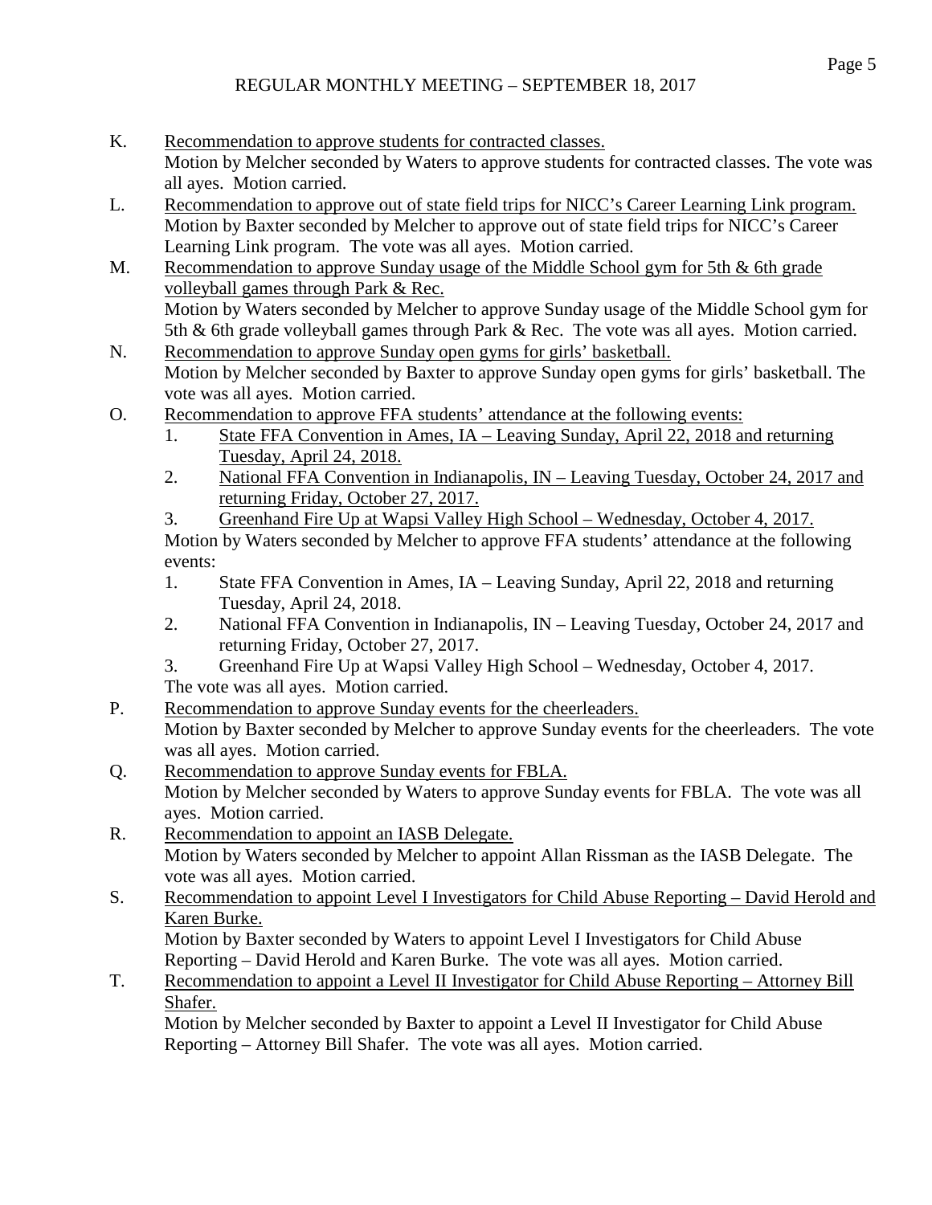K. <u>Recommendation to approve students for contracted classes.</u>
Motion by Melcher seconded by Waters to approve students for contracted classes. The vote was all ayes. Motion carried.

L. <u>Recommendation to approve out of state field trips for NICC's Career Learning Link program.</u>
Motion by Baxter seconded by Melcher to approve out of state field trips for NICC's Career Learning Link program. The vote was all ayes. Motion carried.

M. <u>Recommendation to approve Sunday usage of the Middle School gym for 5th & 6th grade volleyball games through Park & Rec.</u>
Motion by Waters seconded by Melcher to approve Sunday usage of the Middle School gym for 5th & 6th grade volleyball games through Park & Rec. The vote was all ayes. Motion carried.

N. <u>Recommendation to approve Sunday open gyms for girls' basketball.</u>
Motion by Melcher seconded by Baxter to approve Sunday open gyms for girls' basketball. The vote was all ayes. Motion carried.

O. <u>Recommendation to approve FFA students' attendance at the following events:</u>
1. <u>State FFA Convention in Ames, IA – Leaving Sunday, April 22, 2018 and returning Tuesday, April 24, 2018.</u>
2. <u>National FFA Convention in Indianapolis, IN – Leaving Tuesday, October 24, 2017 and returning Friday, October 27, 2017.</u>
3. <u>Greenhand Fire Up at Wapsi Valley High School – Wednesday, October 4, 2017.</u>

Motion by Waters seconded by Melcher to approve FFA students' attendance at the following events:
1. State FFA Convention in Ames, IA – Leaving Sunday, April 22, 2018 and returning Tuesday, April 24, 2018.
2. National FFA Convention in Indianapolis, IN – Leaving Tuesday, October 24, 2017 and returning Friday, October 27, 2017.
3. Greenhand Fire Up at Wapsi Valley High School – Wednesday, October 4, 2017.

The vote was all ayes. Motion carried.

P. <u>Recommendation to approve Sunday events for the cheerleaders.</u>
Motion by Baxter seconded by Melcher to approve Sunday events for the cheerleaders. The vote was all ayes. Motion carried.

Q. <u>Recommendation to approve Sunday events for FBLA.</u>
Motion by Melcher seconded by Waters to approve Sunday events for FBLA. The vote was all ayes. Motion carried.

R. <u>Recommendation to appoint an IASB Delegate.</u>
Motion by Waters seconded by Melcher to appoint Allan Rissman as the IASB Delegate. The vote was all ayes. Motion carried.

S. <u>Recommendation to appoint Level I Investigators for Child Abuse Reporting – David Herold and Karen Burke.</u>
Motion by Baxter seconded by Waters to appoint Level I Investigators for Child Abuse Reporting – David Herold and Karen Burke. The vote was all ayes. Motion carried.

T. <u>Recommendation to appoint a Level II Investigator for Child Abuse Reporting – Attorney Bill Shafer.</u>
Motion by Melcher seconded by Baxter to appoint a Level II Investigator for Child Abuse Reporting – Attorney Bill Shafer. The vote was all ayes. Motion carried.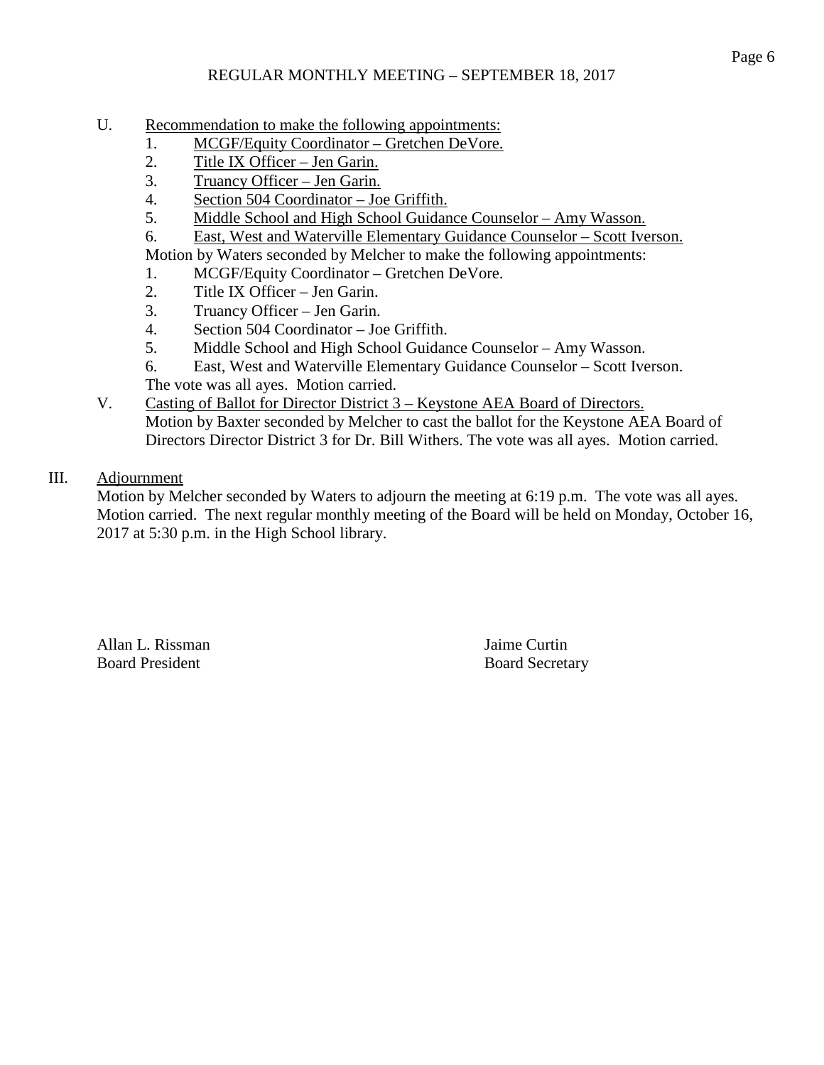U. Recommendation to make the following appointments:

1. MCGF/Equity Coordinator – Gretchen DeVore.
2. Title IX Officer – Jen Garin.
3. Truancy Officer – Jen Garin.
4. Section 504 Coordinator – Joe Griffith.
5. Middle School and High School Guidance Counselor – Amy Wasson.
6. East, West and Waterville Elementary Guidance Counselor – Scott Iverson.

Motion by Waters seconded by Melcher to make the following appointments:

1. MCGF/Equity Coordinator – Gretchen DeVore.
2. Title IX Officer – Jen Garin.
3. Truancy Officer – Jen Garin.
4. Section 504 Coordinator – Joe Griffith.
5. Middle School and High School Guidance Counselor – Amy Wasson.
6. East, West and Waterville Elementary Guidance Counselor – Scott Iverson.

The vote was all ayes. Motion carried.

V. Casting of Ballot for Director District 3 – Keystone AEA Board of Directors.

Motion by Baxter seconded by Melcher to cast the ballot for the Keystone AEA Board of Directors Director District 3 for Dr. Bill Withers. The vote was all ayes. Motion carried.

III. Adjournment

Motion by Melcher seconded by Waters to adjourn the meeting at 6:19 p.m. The vote was all ayes. Motion carried. The next regular monthly meeting of the Board will be held on Monday, October 16, 2017 at 5:30 p.m. in the High School library.

Allan L. Rissman
Board President

Jaime Curtin
Board Secretary